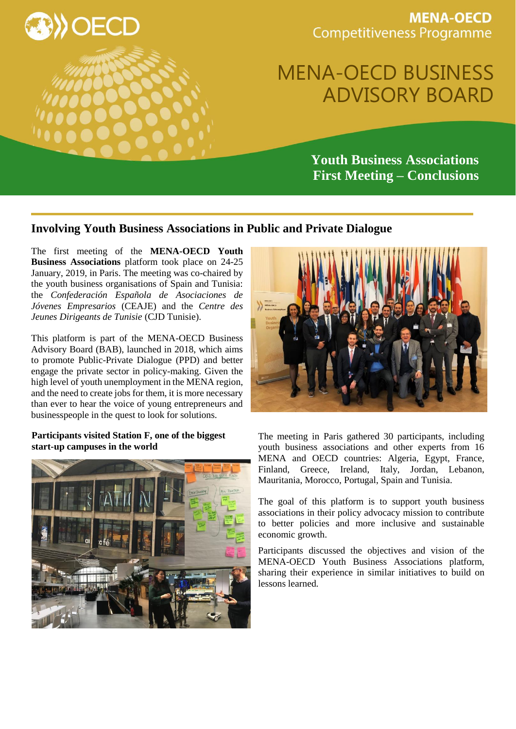MENA-OECD Competitiveness Programme

# MENA-OECD BUSINESS ADVISORY BOARD

**Youth Business Associations First Meeting – Conclusions**

## Involving Youth Business Associations in Public and Private Dialogue

The first meeting of the **MENA-OECD Youth Business Associations** platform took place on 24-25 January, 2019, in Paris. The meeting was co-chaired by the youth business organisations of Spain and Tunisia: the *Confederación Española de Asociaciones de Jóvenes Empresarios* (CEAJE) and the *Centre des Jeunes Dirigeants de Tunisie* (CJD Tunisie).

This platform is part of the MENA-OECD Business Advisory Board (BAB), launched in 2018, which aims to promote Public-Private Dialogue (PPD) and better engage the private sector in policy-making. Given the high level of youth unemployment in the MENA region, and the need to create jobs for them, it is more necessary than ever to hear the voice of young entrepreneurs and businesspeople in the quest to look for solutions.

**Participants visited Station F, one of the biggest start-up campuses in the world**

The meeting in Paris gathered 30 participants, including youth business associations and other experts from 16 MENA and OECD countries: Algeria, Egypt, France, Finland, Greece, Ireland, Italy, Jordan, Lebanon, Mauritania, Morocco, Portugal, Spain and Tunisia.

The goal of this platform is to support youth business associations in their policy advocacy mission to contribute to better policies and more inclusive and sustainable economic growth.

Participants discussed the objectives and vision of the MENA-OECD Youth Business Associations platform, sharing their experience in similar initiatives to build on lessons learned.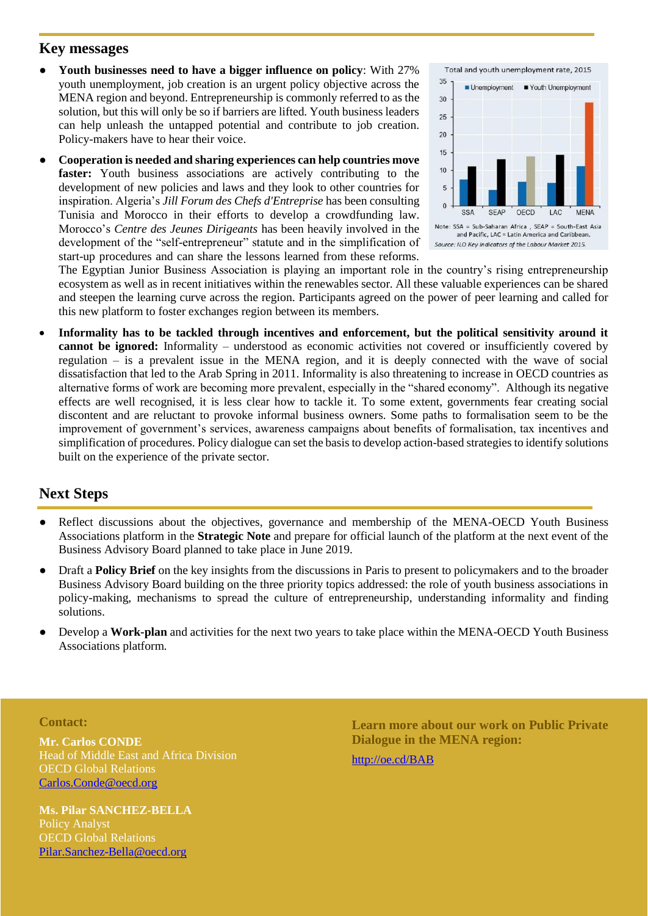## Key messages

- **Youth businesses need to have a bigger influence on policy**: With 27% youth unemployment, job creation is an urgent policy objective across the MENA region and beyond. Entrepreneurship is commonly referred to as the solution, but this will only be so if barriers are lifted. Youth business leaders can help unleash the untapped potential and contribute to job creation. Policy-makers have to hear their voice.

- **Cooperation is needed and sharing experiences can help countries move faster:** Youth business associations are actively contributing to the development of new policies and laws and they look to other countries for inspiration. Algeria's *Jill Forum des Chefs d'Entreprise* has been consulting Tunisia and Morocco in their efforts to develop a crowdfunding law. Morocco's *Centre des Jeunes Dirigeants* has been heavily involved in the development of the "self-entrepreneur" statute and in the simplification of start-up procedures and can share the lessons learned from these reforms. The Egyptian Junior Business Association is playing an important role in the country's rising entrepreneurship ecosystem as well as in recent initiatives within the renewables sector. All these valuable experiences can be shared and steepen the learning curve across the region. Participants agreed on the power of peer learning and called for this new platform to foster exchanges region between its members.

Total and youth unemployment rate, 2015

35
30
25
20
15
10
5
0

Unemployment
Youth Unemployment

SSA SEAP OECD LAC MENA

Note: SSA = Sub-Saharan Africa , SEAP = South-East Asia and Pacific, LAC = Latin America and Caribbean.

*Source: ILO Key indicators of the Labour Market 2015.*

- **Informality has to be tackled through incentives and enforcement, but the political sensitivity around it cannot be ignored:** Informality – understood as economic activities not covered or insufficiently covered by regulation – is a prevalent issue in the MENA region, and it is deeply connected with the wave of social dissatisfaction that led to the Arab Spring in 2011. Informality is also threatening to increase in OECD countries as alternative forms of work are becoming more prevalent, especially in the "shared economy". Although its negative effects are well recognised, it is less clear how to tackle it. To some extent, governments fear creating social discontent and are reluctant to provoke informal business owners. Some paths to formalisation seem to be the improvement of government's services, awareness campaigns about benefits of formalisation, tax incentives and simplification of procedures. Policy dialogue can set the basis to develop action-based strategies to identify solutions built on the experience of the private sector.

## Next Steps

- Reflect discussions about the objectives, governance and membership of the MENA-OECD Youth Business Associations platform in the **Strategic Note** and prepare for official launch of the platform at the next event of the Business Advisory Board planned to take place in June 2019.
- Draft a **Policy Brief** on the key insights from the discussions in Paris to present to policymakers and to the broader Business Advisory Board building on the three priority topics addressed: the role of youth business associations in policy-making, mechanisms to spread the culture of entrepreneurship, understanding informality and finding solutions.
- Develop a **Work-plan** and activities for the next two years to take place within the MENA-OECD Youth Business Associations platform.

**Contact:**

**Mr. Carlos CONDE**
Head of Middle East and Africa Division
OECD Global Relations
Carlos.Conde@oecd.org

**Ms. Pilar SANCHEZ-BELLA**
Policy Analyst
OECD Global Relations
Pilar.Sanchez-Bella@oecd.org

**Learn more about our work on Public Private Dialogue in the MENA region:**

http://oe.cd/BAB